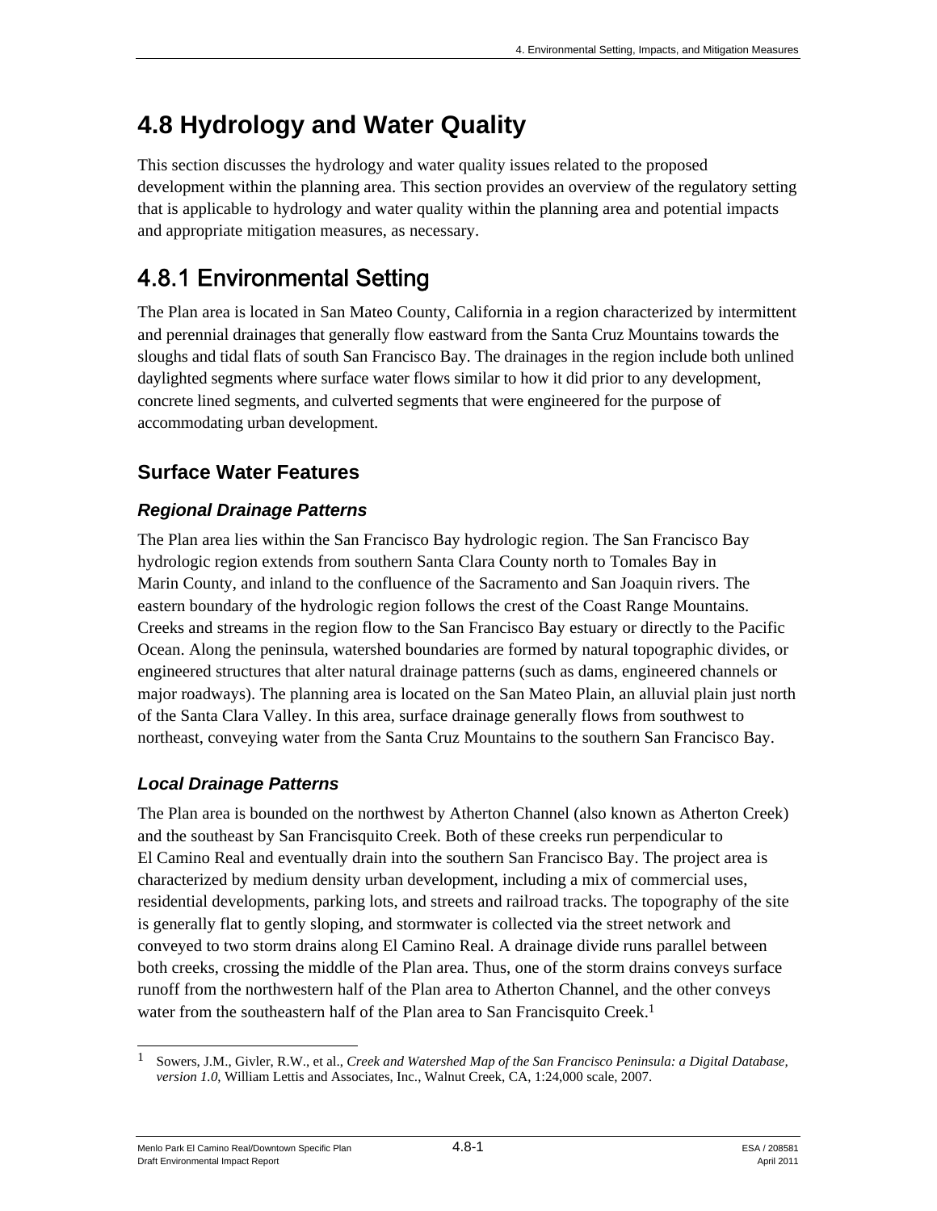# 4.8 Hydrology and Water Quality

This section discusses the hydrology and water quality issues related to the proposed development within the planning area. This section provides an overview of the regulatory setting that is applicable to hydrology and water quality within the planning area and potential impacts and appropriate mitigation measures, as necessary.

## 4.8.1 Environmental Setting

The Plan area is located in San Mateo County, California in a region characterized by intermittent and perennial drainages that generally flow eastward from the Santa Cruz Mountains towards the sloughs and tidal flats of south San Francisco Bay. The drainages in the region include both unlined daylighted segments where surface water flows similar to how it did prior to any development, concrete lined segments, and culverted segments that were engineered for the purpose of accommodating urban development.

### Surface Water Features

#### *Regional Drainage Patterns*

The Plan area lies within the San Francisco Bay hydrologic region. The San Francisco Bay hydrologic region extends from southern Santa Clara County north to Tomales Bay in Marin County, and inland to the confluence of the Sacramento and San Joaquin rivers. The eastern boundary of the hydrologic region follows the crest of the Coast Range Mountains. Creeks and streams in the region flow to the San Francisco Bay estuary or directly to the Pacific Ocean. Along the peninsula, watershed boundaries are formed by natural topographic divides, or engineered structures that alter natural drainage patterns (such as dams, engineered channels or major roadways). The planning area is located on the San Mateo Plain, an alluvial plain just north of the Santa Clara Valley. In this area, surface drainage generally flows from southwest to northeast, conveying water from the Santa Cruz Mountains to the southern San Francisco Bay.

#### *Local Drainage Patterns*

The Plan area is bounded on the northwest by Atherton Channel (also known as Atherton Creek) and the southeast by San Francisquito Creek. Both of these creeks run perpendicular to El Camino Real and eventually drain into the southern San Francisco Bay. The project area is characterized by medium density urban development, including a mix of commercial uses, residential developments, parking lots, and streets and railroad tracks. The topography of the site is generally flat to gently sloping, and stormwater is collected via the street network and conveyed to two storm drains along El Camino Real. A drainage divide runs parallel between both creeks, crossing the middle of the Plan area. Thus, one of the storm drains conveys surface runoff from the northwestern half of the Plan area to Atherton Channel, and the other conveys water from the southeastern half of the Plan area to San Francisquito Creek.[1]

[1] Sowers, J.M., Givler, R.W., et al., *Creek and Watershed Map of the San Francisco Peninsula: a Digital Database, version 1.0*, William Lettis and Associates, Inc., Walnut Creek, CA, 1:24,000 scale, 2007.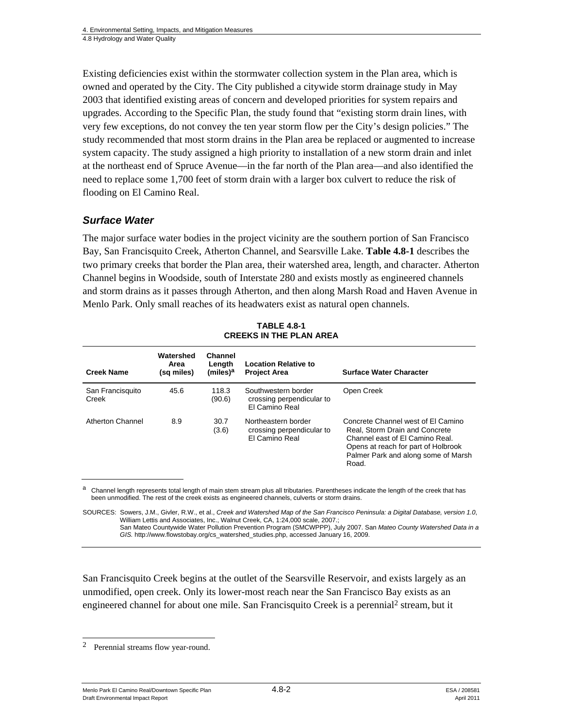Existing deficiencies exist within the stormwater collection system in the Plan area, which is owned and operated by the City. The City published a citywide storm drainage study in May 2003 that identified existing areas of concern and developed priorities for system repairs and upgrades. According to the Specific Plan, the study found that "existing storm drain lines, with very few exceptions, do not convey the ten year storm flow per the City's design policies." The study recommended that most storm drains in the Plan area be replaced or augmented to increase system capacity. The study assigned a high priority to installation of a new storm drain and inlet at the northeast end of Spruce Avenue—in the far north of the Plan area—and also identified the need to replace some 1,700 feet of storm drain with a larger box culvert to reduce the risk of flooding on El Camino Real.

### *Surface Water*

The major surface water bodies in the project vicinity are the southern portion of San Francisco Bay, San Francisquito Creek, Atherton Channel, and Searsville Lake. **Table 4.8-1** describes the two primary creeks that border the Plan area, their watershed area, length, and character. Atherton Channel begins in Woodside, south of Interstate 280 and exists mostly as engineered channels and storm drains as it passes through Atherton, and then along Marsh Road and Haven Avenue in Menlo Park. Only small reaches of its headwaters exist as natural open channels.

**TABLE 4.8-1**
**CREEKS IN THE PLAN AREA**

| Creek Name | Watershed Area (sq miles) | Channel Length (miles)[a] | Location Relative to Project Area | Surface Water Character |
|---|---|---|---|---|
| San Francisquito Creek | 45.6 | 118.3 (90.6) | Southwestern border crossing perpendicular to El Camino Real | Open Creek |
| Atherton Channel | 8.9 | 30.7 (3.6) | Northeastern border crossing perpendicular to El Camino Real | Concrete Channel west of El Camino Real, Storm Drain and Concrete Channel east of El Camino Real. Opens at reach for part of Holbrook Palmer Park and along some of Marsh Road. |

[a] Channel length represents total length of main stem stream plus all tributaries. Parentheses indicate the length of the creek that has been unmodified. The rest of the creek exists as engineered channels, culverts or storm drains.

SOURCES: Sowers, J.M., Givler, R.W., et al., *Creek and Watershed Map of the San Francisco Peninsula: a Digital Database, version 1.0*, William Lettis and Associates, Inc., Walnut Creek, CA, 1:24,000 scale, 2007.;
San Mateo Countywide Water Pollution Prevention Program (SMCWPPP), July 2007. San *Mateo County Watershed Data in a GIS.* http://www.flowstobay.org/cs_watershed_studies.php, accessed January 16, 2009.

San Francisquito Creek begins at the outlet of the Searsville Reservoir, and exists largely as an unmodified, open creek. Only its lower-most reach near the San Francisco Bay exists as an engineered channel for about one mile. San Francisquito Creek is a perennial[2] stream, but it

[2] Perennial streams flow year-round.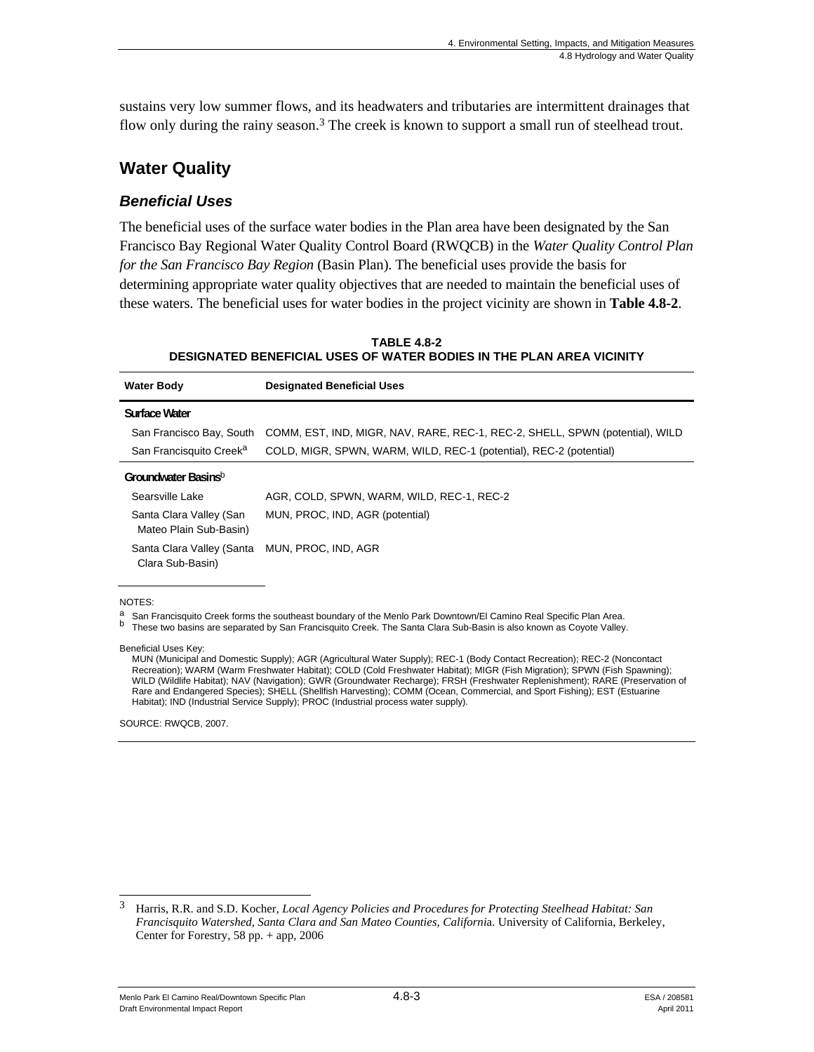sustains very low summer flows, and its headwaters and tributaries are intermittent drainages that flow only during the rainy season.[3] The creek is known to support a small run of steelhead trout.

## Water Quality

### Beneficial Uses

The beneficial uses of the surface water bodies in the Plan area have been designated by the San Francisco Bay Regional Water Quality Control Board (RWQCB) in the *Water Quality Control Plan for the San Francisco Bay Region* (Basin Plan). The beneficial uses provide the basis for determining appropriate water quality objectives that are needed to maintain the beneficial uses of these waters. The beneficial uses for water bodies in the project vicinity are shown in **Table 4.8-2**.

**TABLE 4.8-2**
**DESIGNATED BENEFICIAL USES OF WATER BODIES IN THE PLAN AREA VICINITY**

| Water Body | Designated Beneficial Uses |
|---|---|
| **Surface Water** | |
| San Francisco Bay, South | COMM, EST, IND, MIGR, NAV, RARE, REC-1, REC-2, SHELL, SPWN (potential), WILD |
| San Francisquito Creek[a] | COLD, MIGR, SPWN, WARM, WILD, REC-1 (potential), REC-2 (potential) |
| **Groundwater Basins**[b] | |
| Searsville Lake | AGR, COLD, SPWN, WARM, WILD, REC-1, REC-2 |
| Santa Clara Valley (San Mateo Plain Sub-Basin) | MUN, PROC, IND, AGR (potential) |
| Santa Clara Valley (Santa Clara Sub-Basin) | MUN, PROC, IND, AGR |

NOTES:

[a] San Francisquito Creek forms the southeast boundary of the Menlo Park Downtown/El Camino Real Specific Plan Area.
[b] These two basins are separated by San Francisquito Creek. The Santa Clara Sub-Basin is also known as Coyote Valley.

Beneficial Uses Key:
MUN (Municipal and Domestic Supply); AGR (Agricultural Water Supply); REC-1 (Body Contact Recreation); REC-2 (Noncontact Recreation); WARM (Warm Freshwater Habitat); COLD (Cold Freshwater Habitat); MIGR (Fish Migration); SPWN (Fish Spawning); WILD (Wildlife Habitat); NAV (Navigation); GWR (Groundwater Recharge); FRSH (Freshwater Replenishment); RARE (Preservation of Rare and Endangered Species); SHELL (Shellfish Harvesting); COMM (Ocean, Commercial, and Sport Fishing); EST (Estuarine Habitat); IND (Industrial Service Supply); PROC (Industrial process water supply).

SOURCE: RWQCB, 2007.

---

[3] Harris, R.R. and S.D. Kocher, *Local Agency Policies and Procedures for Protecting Steelhead Habitat: San Francisquito Watershed, Santa Clara and San Mateo Counties, California*. University of California, Berkeley, Center for Forestry, 58 pp. + app, 2006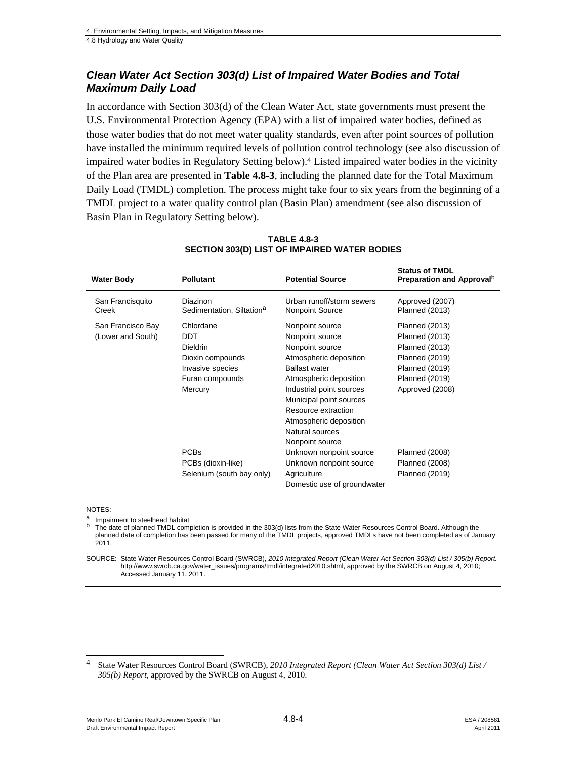### *Clean Water Act Section 303(d) List of Impaired Water Bodies and Total Maximum Daily Load*

In accordance with Section 303(d) of the Clean Water Act, state governments must present the U.S. Environmental Protection Agency (EPA) with a list of impaired water bodies, defined as those water bodies that do not meet water quality standards, even after point sources of pollution have installed the minimum required levels of pollution control technology (see also discussion of impaired water bodies in Regulatory Setting below).[4] Listed impaired water bodies in the vicinity of the Plan area are presented in **Table 4.8-3**, including the planned date for the Total Maximum Daily Load (TMDL) completion. The process might take four to six years from the beginning of a TMDL project to a water quality control plan (Basin Plan) amendment (see also discussion of Basin Plan in Regulatory Setting below).

**TABLE 4.8-3**
**SECTION 303(D) LIST OF IMPAIRED WATER BODIES**

| Water Body | Pollutant | Potential Source | Status of TMDL Preparation and Approval[b] |
|---|---|---|---|
| San Francisquito Creek | Diazinon | Urban runoff/storm sewers | Approved (2007) |
| | Sedimentation, Siltation[a] | Nonpoint Source | Planned (2013) |
| San Francisco Bay (Lower and South) | Chlordane | Nonpoint source | Planned (2013) |
| | DDT | Nonpoint source | Planned (2013) |
| | Dieldrin | Nonpoint source | Planned (2013) |
| | Dioxin compounds | Atmospheric deposition | Planned (2019) |
| | Invasive species | Ballast water | Planned (2019) |
| | Furan compounds | Atmospheric deposition | Planned (2019) |
| | Mercury | Industrial point sources<br>Municipal point sources<br>Resource extraction<br>Atmospheric deposition<br>Natural sources<br>Nonpoint source | Approved (2008) |
| | PCBs | Unknown nonpoint source | Planned (2008) |
| | PCBs (dioxin-like) | Unknown nonpoint source | Planned (2008) |
| | Selenium (south bay only) | Agriculture<br>Domestic use of groundwater | Planned (2019) |

NOTES:

[a] Impairment to steelhead habitat

[b] The date of planned TMDL completion is provided in the 303(d) lists from the State Water Resources Control Board. Although the planned date of completion has been passed for many of the TMDL projects, approved TMDLs have not been completed as of January 2011.

SOURCE: State Water Resources Control Board (SWRCB), *2010 Integrated Report (Clean Water Act Section 303(d) List / 305(b) Report.* http://www.swrcb.ca.gov/water_issues/programs/tmdl/integrated2010.shtml, approved by the SWRCB on August 4, 2010; Accessed January 11, 2011.

---

[4] State Water Resources Control Board (SWRCB), *2010 Integrated Report (Clean Water Act Section 303(d) List / 305(b) Report*, approved by the SWRCB on August 4, 2010.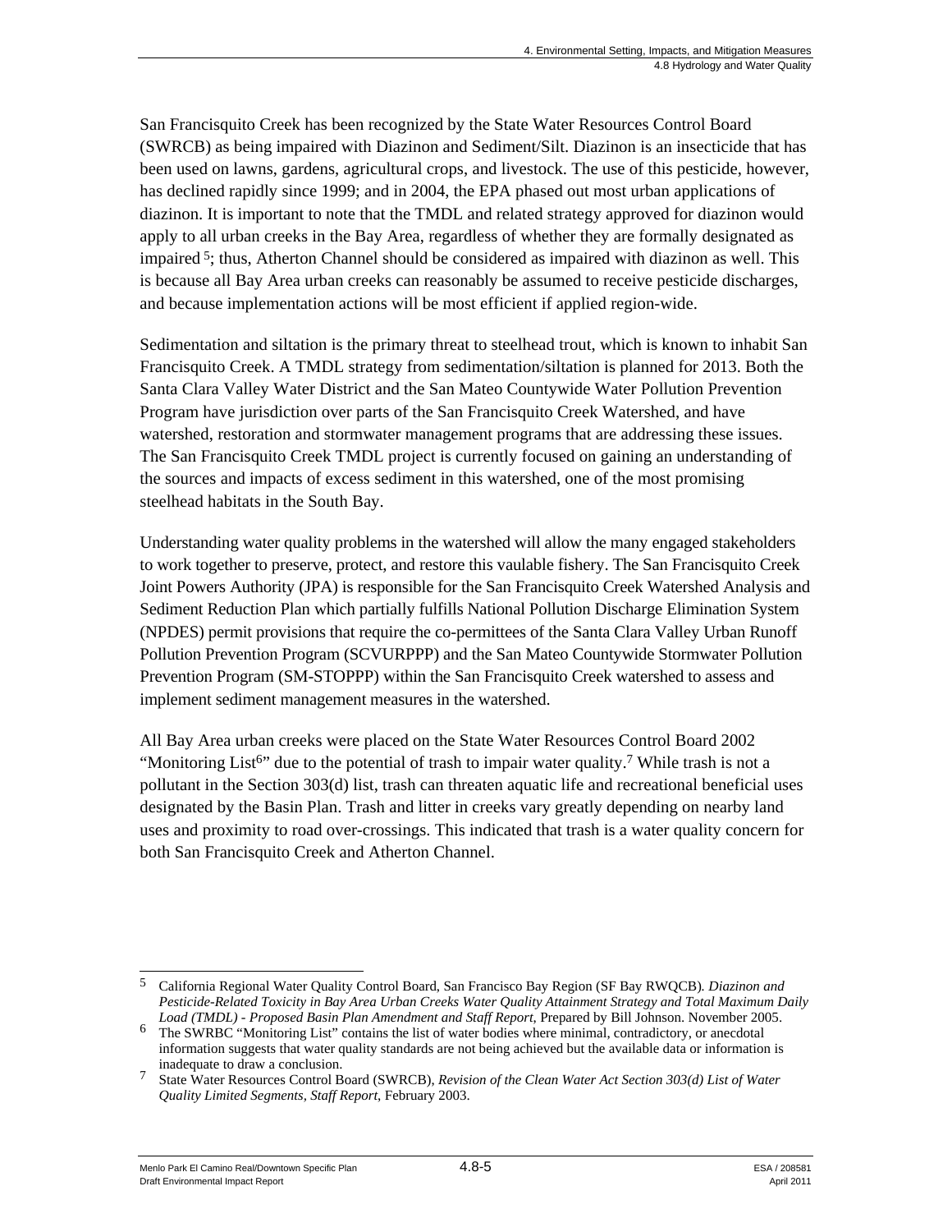San Francisquito Creek has been recognized by the State Water Resources Control Board (SWRCB) as being impaired with Diazinon and Sediment/Silt. Diazinon is an insecticide that has been used on lawns, gardens, agricultural crops, and livestock. The use of this pesticide, however, has declined rapidly since 1999; and in 2004, the EPA phased out most urban applications of diazinon. It is important to note that the TMDL and related strategy approved for diazinon would apply to all urban creeks in the Bay Area, regardless of whether they are formally designated as impaired [5]; thus, Atherton Channel should be considered as impaired with diazinon as well. This is because all Bay Area urban creeks can reasonably be assumed to receive pesticide discharges, and because implementation actions will be most efficient if applied region-wide.

Sedimentation and siltation is the primary threat to steelhead trout, which is known to inhabit San Francisquito Creek. A TMDL strategy from sedimentation/siltation is planned for 2013. Both the Santa Clara Valley Water District and the San Mateo Countywide Water Pollution Prevention Program have jurisdiction over parts of the San Francisquito Creek Watershed, and have watershed, restoration and stormwater management programs that are addressing these issues. The San Francisquito Creek TMDL project is currently focused on gaining an understanding of the sources and impacts of excess sediment in this watershed, one of the most promising steelhead habitats in the South Bay.

Understanding water quality problems in the watershed will allow the many engaged stakeholders to work together to preserve, protect, and restore this vaulable fishery. The San Francisquito Creek Joint Powers Authority (JPA) is responsible for the San Francisquito Creek Watershed Analysis and Sediment Reduction Plan which partially fulfills National Pollution Discharge Elimination System (NPDES) permit provisions that require the co-permittees of the Santa Clara Valley Urban Runoff Pollution Prevention Program (SCVURPPP) and the San Mateo Countywide Stormwater Pollution Prevention Program (SM-STOPPP) within the San Francisquito Creek watershed to assess and implement sediment management measures in the watershed.

All Bay Area urban creeks were placed on the State Water Resources Control Board 2002 "Monitoring List[6]" due to the potential of trash to impair water quality.[7] While trash is not a pollutant in the Section 303(d) list, trash can threaten aquatic life and recreational beneficial uses designated by the Basin Plan. Trash and litter in creeks vary greatly depending on nearby land uses and proximity to road over-crossings. This indicated that trash is a water quality concern for both San Francisquito Creek and Atherton Channel.

---

5 California Regional Water Quality Control Board, San Francisco Bay Region (SF Bay RWQCB). *Diazinon and Pesticide-Related Toxicity in Bay Area Urban Creeks Water Quality Attainment Strategy and Total Maximum Daily Load (TMDL) - Proposed Basin Plan Amendment and Staff Report*, Prepared by Bill Johnson. November 2005.

6 The SWRBC "Monitoring List" contains the list of water bodies where minimal, contradictory, or anecdotal information suggests that water quality standards are not being achieved but the available data or information is inadequate to draw a conclusion.

7 State Water Resources Control Board (SWRCB), *Revision of the Clean Water Act Section 303(d) List of Water Quality Limited Segments, Staff Report*, February 2003.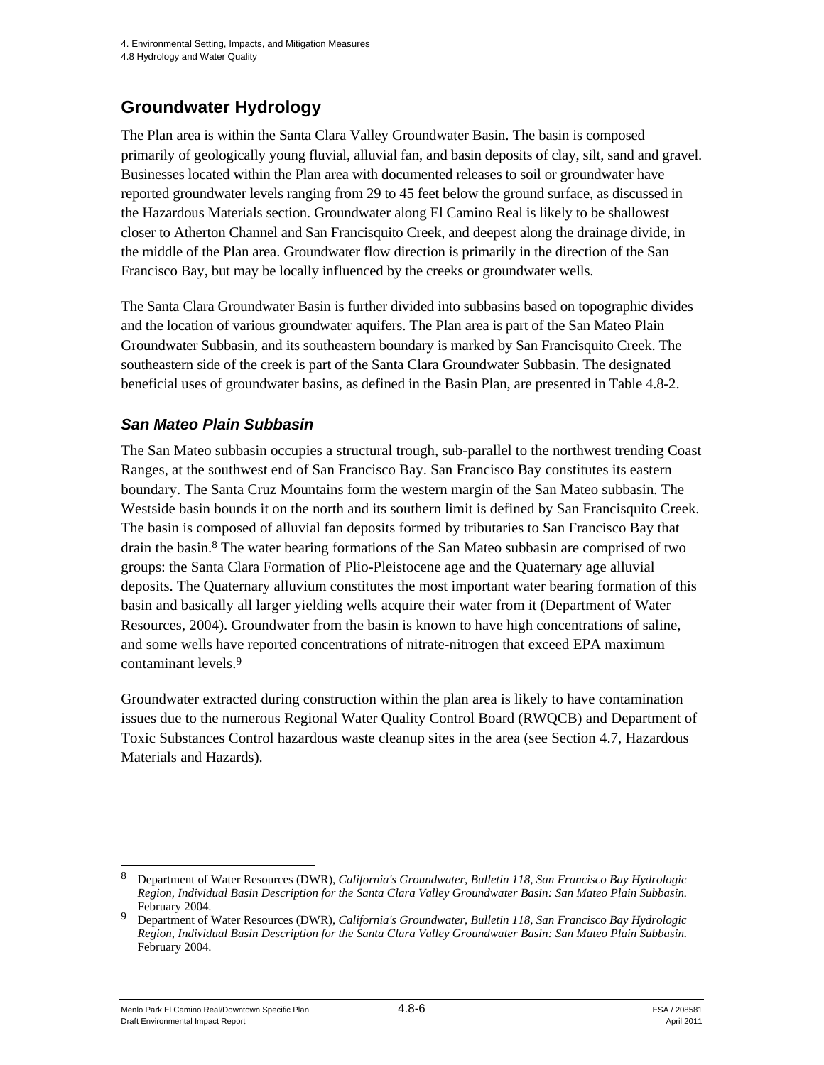## Groundwater Hydrology

The Plan area is within the Santa Clara Valley Groundwater Basin. The basin is composed primarily of geologically young fluvial, alluvial fan, and basin deposits of clay, silt, sand and gravel. Businesses located within the Plan area with documented releases to soil or groundwater have reported groundwater levels ranging from 29 to 45 feet below the ground surface, as discussed in the Hazardous Materials section. Groundwater along El Camino Real is likely to be shallowest closer to Atherton Channel and San Francisquito Creek, and deepest along the drainage divide, in the middle of the Plan area. Groundwater flow direction is primarily in the direction of the San Francisco Bay, but may be locally influenced by the creeks or groundwater wells.

The Santa Clara Groundwater Basin is further divided into subbasins based on topographic divides and the location of various groundwater aquifers. The Plan area is part of the San Mateo Plain Groundwater Subbasin, and its southeastern boundary is marked by San Francisquito Creek. The southeastern side of the creek is part of the Santa Clara Groundwater Subbasin. The designated beneficial uses of groundwater basins, as defined in the Basin Plan, are presented in Table 4.8-2.

### *San Mateo Plain Subbasin*

The San Mateo subbasin occupies a structural trough, sub-parallel to the northwest trending Coast Ranges, at the southwest end of San Francisco Bay. San Francisco Bay constitutes its eastern boundary. The Santa Cruz Mountains form the western margin of the San Mateo subbasin. The Westside basin bounds it on the north and its southern limit is defined by San Francisquito Creek. The basin is composed of alluvial fan deposits formed by tributaries to San Francisco Bay that drain the basin.[8] The water bearing formations of the San Mateo subbasin are comprised of two groups: the Santa Clara Formation of Plio-Pleistocene age and the Quaternary age alluvial deposits. The Quaternary alluvium constitutes the most important water bearing formation of this basin and basically all larger yielding wells acquire their water from it (Department of Water Resources, 2004). Groundwater from the basin is known to have high concentrations of saline, and some wells have reported concentrations of nitrate-nitrogen that exceed EPA maximum contaminant levels.[9]

Groundwater extracted during construction within the plan area is likely to have contamination issues due to the numerous Regional Water Quality Control Board (RWQCB) and Department of Toxic Substances Control hazardous waste cleanup sites in the area (see Section 4.7, Hazardous Materials and Hazards).

---

[8] Department of Water Resources (DWR), *California's Groundwater, Bulletin 118, San Francisco Bay Hydrologic Region, Individual Basin Description for the Santa Clara Valley Groundwater Basin: San Mateo Plain Subbasin.* February 2004.

[9] Department of Water Resources (DWR), *California's Groundwater, Bulletin 118, San Francisco Bay Hydrologic Region, Individual Basin Description for the Santa Clara Valley Groundwater Basin: San Mateo Plain Subbasin.* February 2004.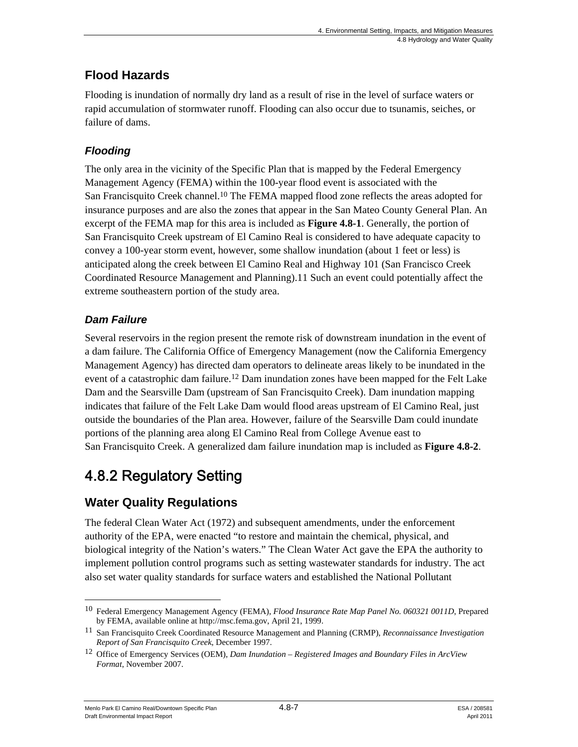## Flood Hazards

Flooding is inundation of normally dry land as a result of rise in the level of surface waters or rapid accumulation of stormwater runoff. Flooding can also occur due to tsunamis, seiches, or failure of dams.

### *Flooding*

The only area in the vicinity of the Specific Plan that is mapped by the Federal Emergency Management Agency (FEMA) within the 100-year flood event is associated with the San Francisquito Creek channel.[10] The FEMA mapped flood zone reflects the areas adopted for insurance purposes and are also the zones that appear in the San Mateo County General Plan. An excerpt of the FEMA map for this area is included as **Figure 4.8-1**. Generally, the portion of San Francisquito Creek upstream of El Camino Real is considered to have adequate capacity to convey a 100-year storm event, however, some shallow inundation (about 1 feet or less) is anticipated along the creek between El Camino Real and Highway 101 (San Francisco Creek Coordinated Resource Management and Planning).11 Such an event could potentially affect the extreme southeastern portion of the study area.

### *Dam Failure*

Several reservoirs in the region present the remote risk of downstream inundation in the event of a dam failure. The California Office of Emergency Management (now the California Emergency Management Agency) has directed dam operators to delineate areas likely to be inundated in the event of a catastrophic dam failure.[12] Dam inundation zones have been mapped for the Felt Lake Dam and the Searsville Dam (upstream of San Francisquito Creek). Dam inundation mapping indicates that failure of the Felt Lake Dam would flood areas upstream of El Camino Real, just outside the boundaries of the Plan area. However, failure of the Searsville Dam could inundate portions of the planning area along El Camino Real from College Avenue east to San Francisquito Creek. A generalized dam failure inundation map is included as **Figure 4.8-2**.

# 4.8.2 Regulatory Setting

## Water Quality Regulations

The federal Clean Water Act (1972) and subsequent amendments, under the enforcement authority of the EPA, were enacted "to restore and maintain the chemical, physical, and biological integrity of the Nation's waters." The Clean Water Act gave the EPA the authority to implement pollution control programs such as setting wastewater standards for industry. The act also set water quality standards for surface waters and established the National Pollutant

---

[10] Federal Emergency Management Agency (FEMA), *Flood Insurance Rate Map Panel No. 060321 0011D*, Prepared by FEMA, available online at http://msc.fema.gov, April 21, 1999.

[11] San Francisquito Creek Coordinated Resource Management and Planning (CRMP), *Reconnaissance Investigation Report of San Francisquito Creek*, December 1997.

[12] Office of Emergency Services (OEM), *Dam Inundation – Registered Images and Boundary Files in ArcView Format*, November 2007.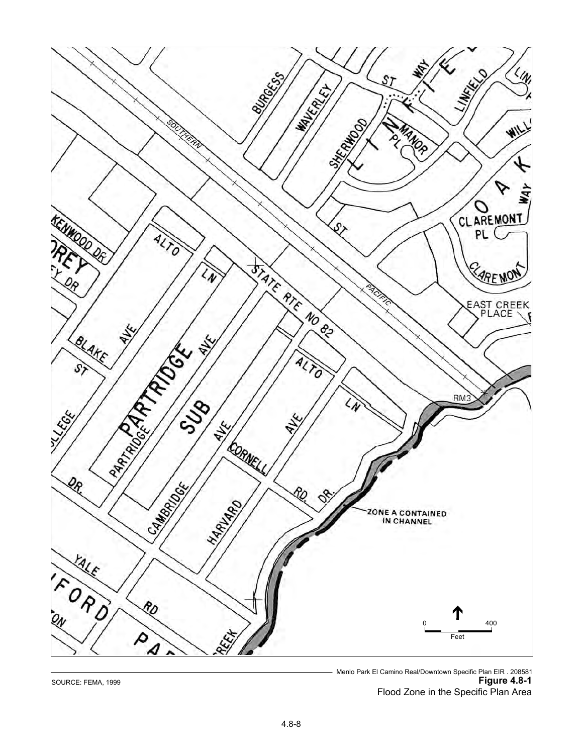SOURCE: FEMA, 1999

Menlo Park El Camino Real/Downtown Specific Plan EIR . 208581

**Figure 4.8-1**

Flood Zone in the Specific Plan Area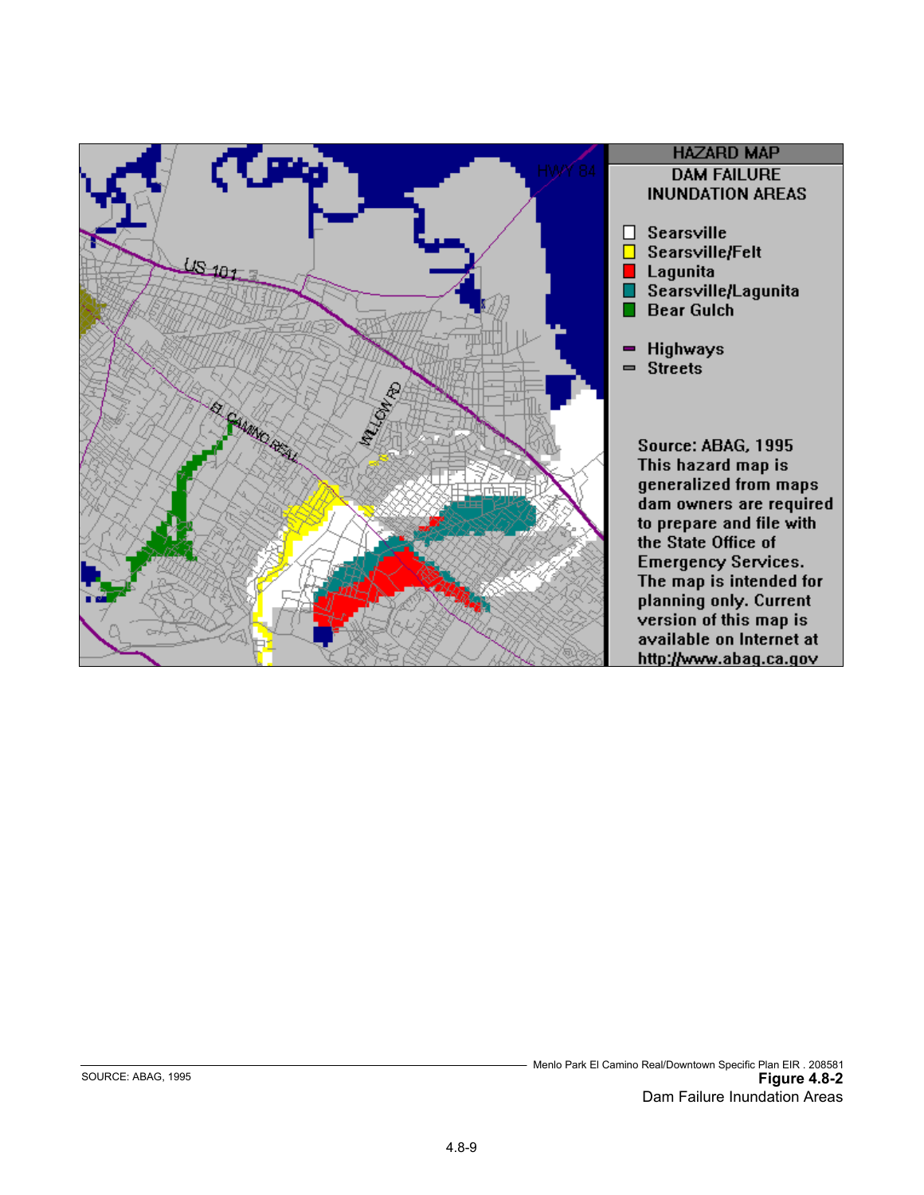HAZARD MAP

DAM FAILURE INUNDATION AREAS

- Searsville
- Searsville/Felt
- Lagunita
- Searsville/Lagunita
- Bear Gulch

- Highways
- Streets

Source: ABAG, 1995 This hazard map is generalized from maps dam owners are required to prepare and file with the State Office of Emergency Services. The map is intended for planning only. Current version of this map is available on Internet at http://www.abag.ca.gov

HWY 84

US 101

EL CAMINO REAL

WILLOW RD

SOURCE: ABAG, 1995

Menlo Park El Camino Real/Downtown Specific Plan EIR . 208581

**Figure 4.8-2**
Dam Failure Inundation Areas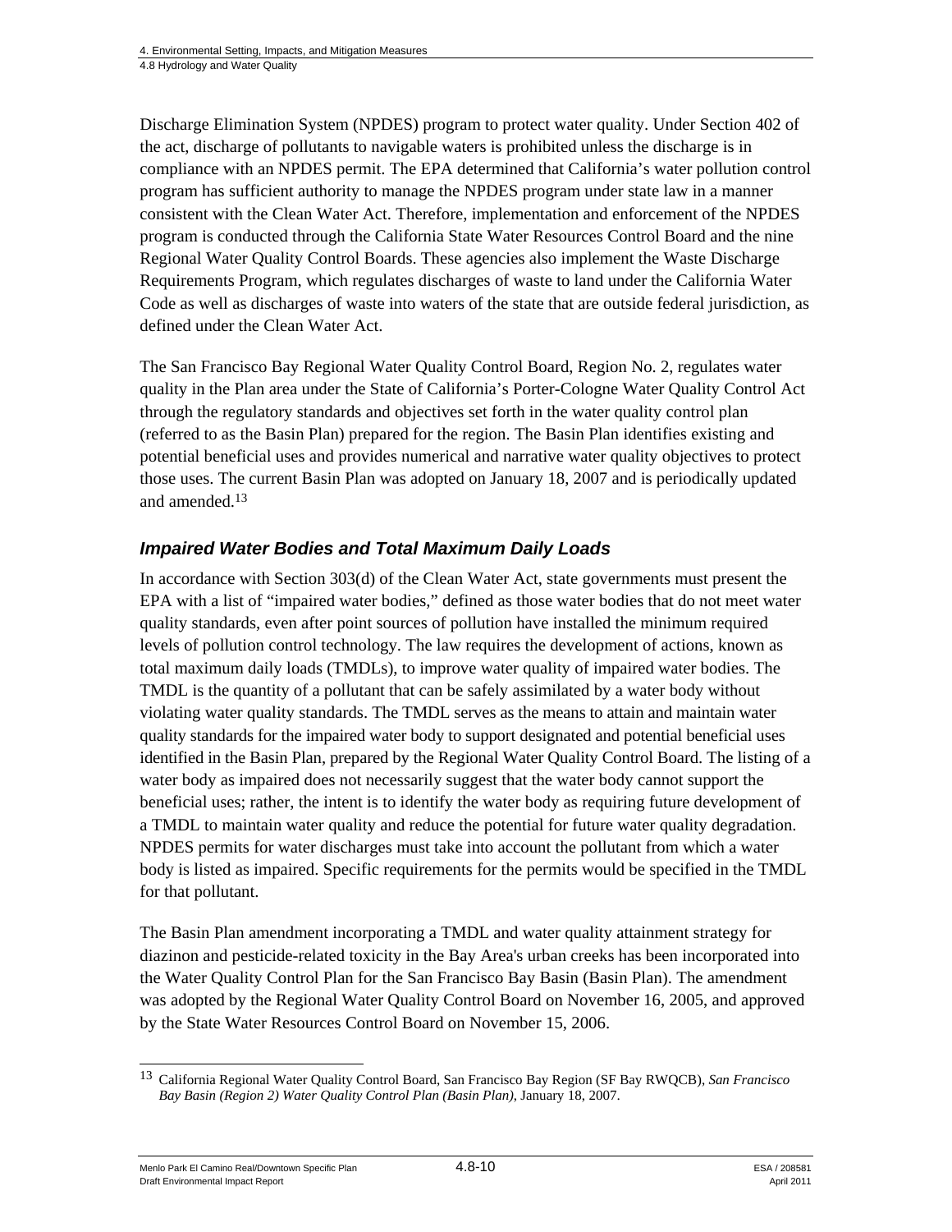Discharge Elimination System (NPDES) program to protect water quality. Under Section 402 of the act, discharge of pollutants to navigable waters is prohibited unless the discharge is in compliance with an NPDES permit. The EPA determined that California's water pollution control program has sufficient authority to manage the NPDES program under state law in a manner consistent with the Clean Water Act. Therefore, implementation and enforcement of the NPDES program is conducted through the California State Water Resources Control Board and the nine Regional Water Quality Control Boards. These agencies also implement the Waste Discharge Requirements Program, which regulates discharges of waste to land under the California Water Code as well as discharges of waste into waters of the state that are outside federal jurisdiction, as defined under the Clean Water Act.

The San Francisco Bay Regional Water Quality Control Board, Region No. 2, regulates water quality in the Plan area under the State of California's Porter-Cologne Water Quality Control Act through the regulatory standards and objectives set forth in the water quality control plan (referred to as the Basin Plan) prepared for the region. The Basin Plan identifies existing and potential beneficial uses and provides numerical and narrative water quality objectives to protect those uses. The current Basin Plan was adopted on January 18, 2007 and is periodically updated and amended.[13]

### *Impaired Water Bodies and Total Maximum Daily Loads*

In accordance with Section 303(d) of the Clean Water Act, state governments must present the EPA with a list of "impaired water bodies," defined as those water bodies that do not meet water quality standards, even after point sources of pollution have installed the minimum required levels of pollution control technology. The law requires the development of actions, known as total maximum daily loads (TMDLs), to improve water quality of impaired water bodies. The TMDL is the quantity of a pollutant that can be safely assimilated by a water body without violating water quality standards. The TMDL serves as the means to attain and maintain water quality standards for the impaired water body to support designated and potential beneficial uses identified in the Basin Plan, prepared by the Regional Water Quality Control Board. The listing of a water body as impaired does not necessarily suggest that the water body cannot support the beneficial uses; rather, the intent is to identify the water body as requiring future development of a TMDL to maintain water quality and reduce the potential for future water quality degradation. NPDES permits for water discharges must take into account the pollutant from which a water body is listed as impaired. Specific requirements for the permits would be specified in the TMDL for that pollutant.

The Basin Plan amendment incorporating a TMDL and water quality attainment strategy for diazinon and pesticide-related toxicity in the Bay Area's urban creeks has been incorporated into the Water Quality Control Plan for the San Francisco Bay Basin (Basin Plan). The amendment was adopted by the Regional Water Quality Control Board on November 16, 2005, and approved by the State Water Resources Control Board on November 15, 2006.

---

[13] California Regional Water Quality Control Board, San Francisco Bay Region (SF Bay RWQCB), *San Francisco Bay Basin (Region 2) Water Quality Control Plan (Basin Plan)*, January 18, 2007.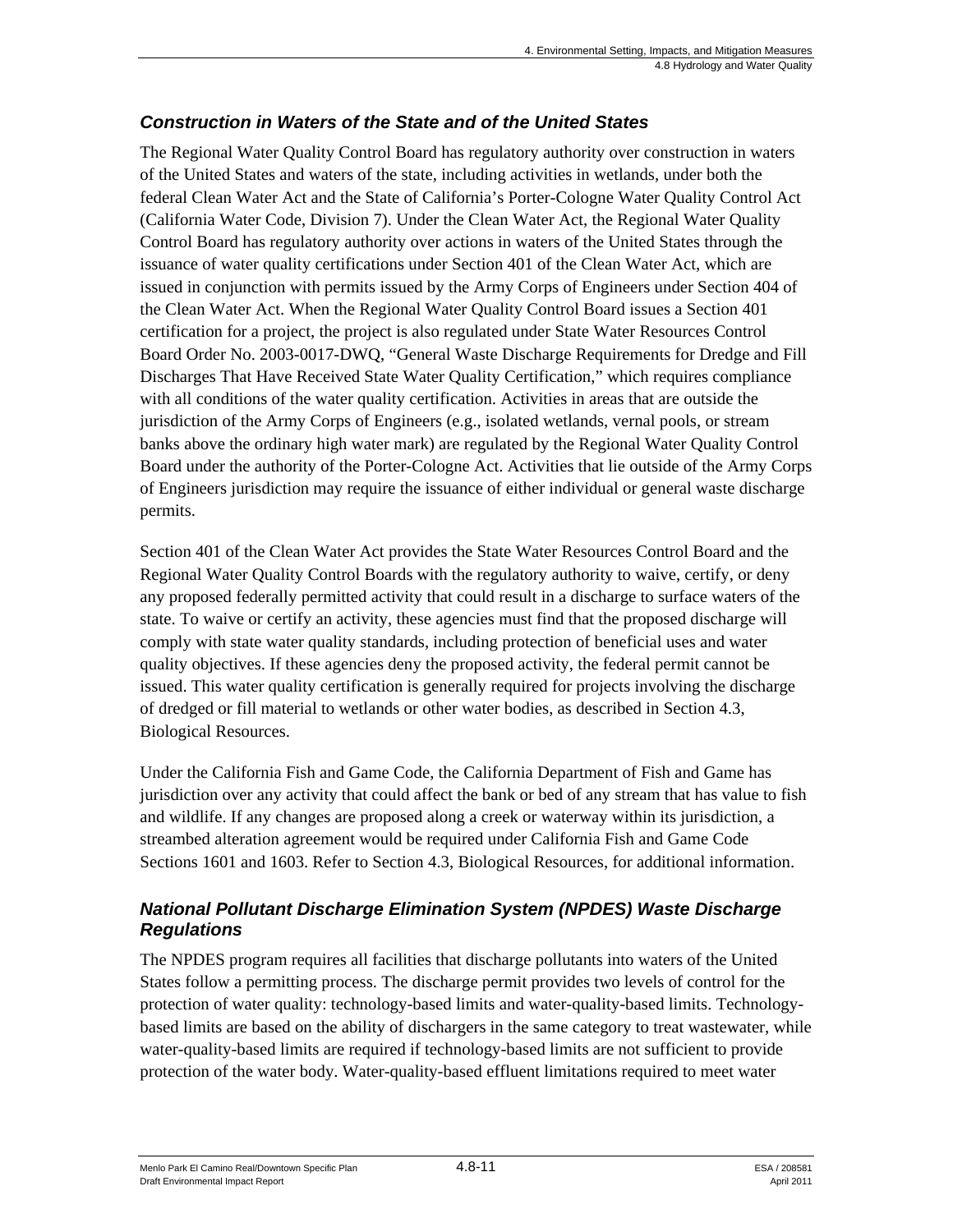### *Construction in Waters of the State and of the United States*

The Regional Water Quality Control Board has regulatory authority over construction in waters of the United States and waters of the state, including activities in wetlands, under both the federal Clean Water Act and the State of California's Porter-Cologne Water Quality Control Act (California Water Code, Division 7). Under the Clean Water Act, the Regional Water Quality Control Board has regulatory authority over actions in waters of the United States through the issuance of water quality certifications under Section 401 of the Clean Water Act, which are issued in conjunction with permits issued by the Army Corps of Engineers under Section 404 of the Clean Water Act. When the Regional Water Quality Control Board issues a Section 401 certification for a project, the project is also regulated under State Water Resources Control Board Order No. 2003-0017-DWQ, "General Waste Discharge Requirements for Dredge and Fill Discharges That Have Received State Water Quality Certification," which requires compliance with all conditions of the water quality certification. Activities in areas that are outside the jurisdiction of the Army Corps of Engineers (e.g., isolated wetlands, vernal pools, or stream banks above the ordinary high water mark) are regulated by the Regional Water Quality Control Board under the authority of the Porter-Cologne Act. Activities that lie outside of the Army Corps of Engineers jurisdiction may require the issuance of either individual or general waste discharge permits.

Section 401 of the Clean Water Act provides the State Water Resources Control Board and the Regional Water Quality Control Boards with the regulatory authority to waive, certify, or deny any proposed federally permitted activity that could result in a discharge to surface waters of the state. To waive or certify an activity, these agencies must find that the proposed discharge will comply with state water quality standards, including protection of beneficial uses and water quality objectives. If these agencies deny the proposed activity, the federal permit cannot be issued. This water quality certification is generally required for projects involving the discharge of dredged or fill material to wetlands or other water bodies, as described in Section 4.3, Biological Resources.

Under the California Fish and Game Code, the California Department of Fish and Game has jurisdiction over any activity that could affect the bank or bed of any stream that has value to fish and wildlife. If any changes are proposed along a creek or waterway within its jurisdiction, a streambed alteration agreement would be required under California Fish and Game Code Sections 1601 and 1603. Refer to Section 4.3, Biological Resources, for additional information.

### *National Pollutant Discharge Elimination System (NPDES) Waste Discharge Regulations*

The NPDES program requires all facilities that discharge pollutants into waters of the United States follow a permitting process. The discharge permit provides two levels of control for the protection of water quality: technology-based limits and water-quality-based limits. Technology-based limits are based on the ability of dischargers in the same category to treat wastewater, while water-quality-based limits are required if technology-based limits are not sufficient to provide protection of the water body. Water-quality-based effluent limitations required to meet water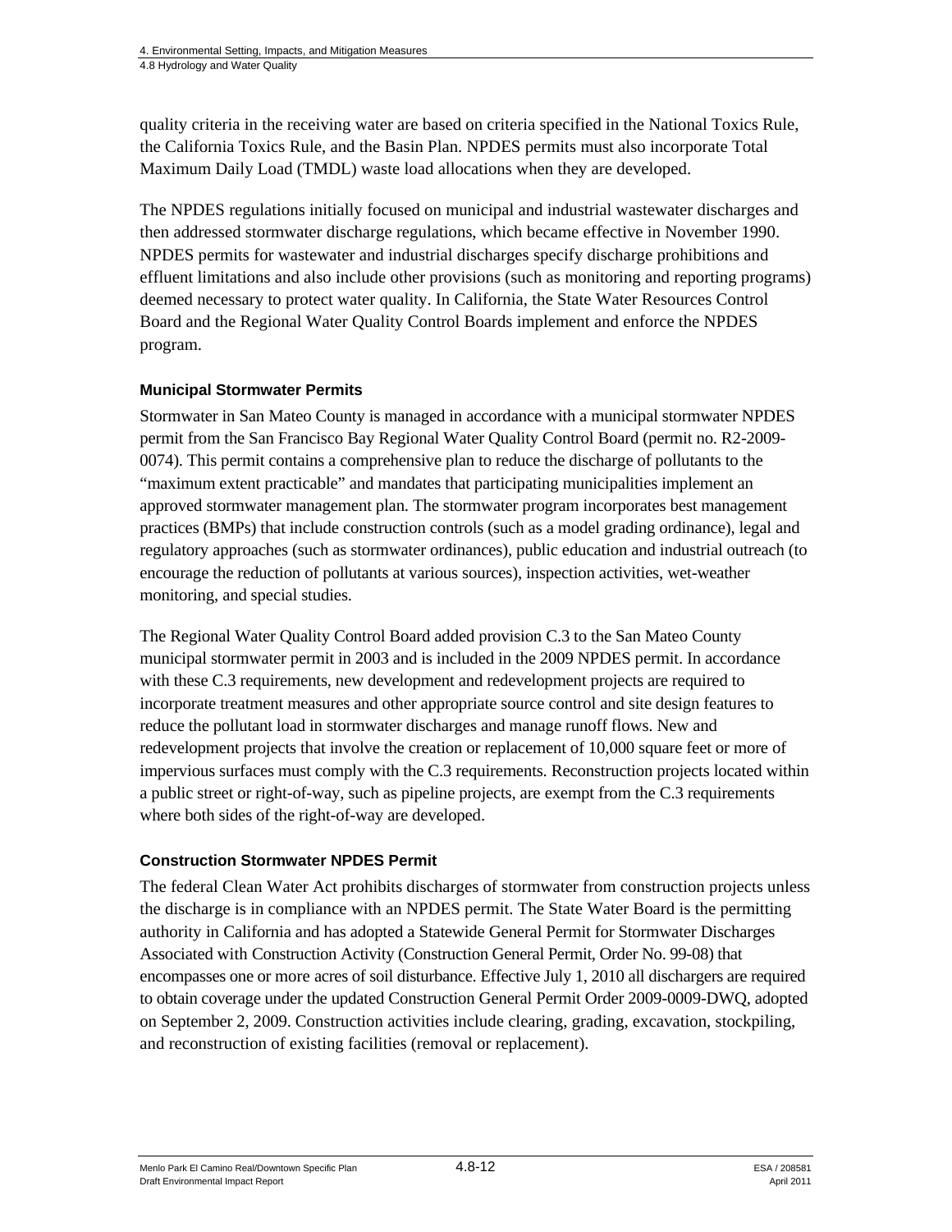quality criteria in the receiving water are based on criteria specified in the National Toxics Rule, the California Toxics Rule, and the Basin Plan. NPDES permits must also incorporate Total Maximum Daily Load (TMDL) waste load allocations when they are developed.

The NPDES regulations initially focused on municipal and industrial wastewater discharges and then addressed stormwater discharge regulations, which became effective in November 1990. NPDES permits for wastewater and industrial discharges specify discharge prohibitions and effluent limitations and also include other provisions (such as monitoring and reporting programs) deemed necessary to protect water quality. In California, the State Water Resources Control Board and the Regional Water Quality Control Boards implement and enforce the NPDES program.

### Municipal Stormwater Permits

Stormwater in San Mateo County is managed in accordance with a municipal stormwater NPDES permit from the San Francisco Bay Regional Water Quality Control Board (permit no. R2-2009-0074). This permit contains a comprehensive plan to reduce the discharge of pollutants to the "maximum extent practicable" and mandates that participating municipalities implement an approved stormwater management plan. The stormwater program incorporates best management practices (BMPs) that include construction controls (such as a model grading ordinance), legal and regulatory approaches (such as stormwater ordinances), public education and industrial outreach (to encourage the reduction of pollutants at various sources), inspection activities, wet-weather monitoring, and special studies.

The Regional Water Quality Control Board added provision C.3 to the San Mateo County municipal stormwater permit in 2003 and is included in the 2009 NPDES permit. In accordance with these C.3 requirements, new development and redevelopment projects are required to incorporate treatment measures and other appropriate source control and site design features to reduce the pollutant load in stormwater discharges and manage runoff flows. New and redevelopment projects that involve the creation or replacement of 10,000 square feet or more of impervious surfaces must comply with the C.3 requirements. Reconstruction projects located within a public street or right-of-way, such as pipeline projects, are exempt from the C.3 requirements where both sides of the right-of-way are developed.

### Construction Stormwater NPDES Permit

The federal Clean Water Act prohibits discharges of stormwater from construction projects unless the discharge is in compliance with an NPDES permit. The State Water Board is the permitting authority in California and has adopted a Statewide General Permit for Stormwater Discharges Associated with Construction Activity (Construction General Permit, Order No. 99-08) that encompasses one or more acres of soil disturbance. Effective July 1, 2010 all dischargers are required to obtain coverage under the updated Construction General Permit Order 2009-0009-DWQ, adopted on September 2, 2009. Construction activities include clearing, grading, excavation, stockpiling, and reconstruction of existing facilities (removal or replacement).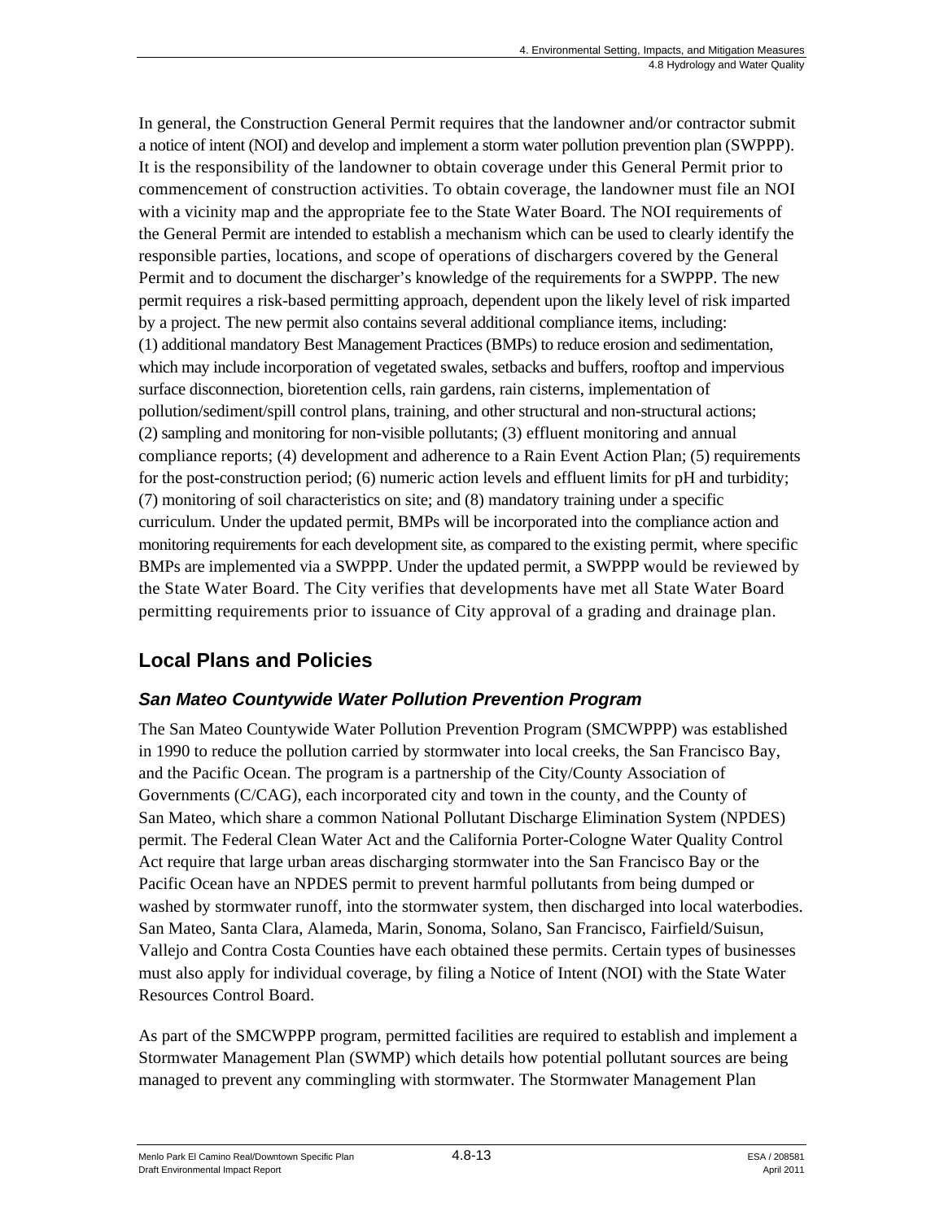In general, the Construction General Permit requires that the landowner and/or contractor submit a notice of intent (NOI) and develop and implement a storm water pollution prevention plan (SWPPP). It is the responsibility of the landowner to obtain coverage under this General Permit prior to commencement of construction activities. To obtain coverage, the landowner must file an NOI with a vicinity map and the appropriate fee to the State Water Board. The NOI requirements of the General Permit are intended to establish a mechanism which can be used to clearly identify the responsible parties, locations, and scope of operations of dischargers covered by the General Permit and to document the discharger's knowledge of the requirements for a SWPPP. The new permit requires a risk-based permitting approach, dependent upon the likely level of risk imparted by a project. The new permit also contains several additional compliance items, including: (1) additional mandatory Best Management Practices (BMPs) to reduce erosion and sedimentation, which may include incorporation of vegetated swales, setbacks and buffers, rooftop and impervious surface disconnection, bioretention cells, rain gardens, rain cisterns, implementation of pollution/sediment/spill control plans, training, and other structural and non-structural actions; (2) sampling and monitoring for non-visible pollutants; (3) effluent monitoring and annual compliance reports; (4) development and adherence to a Rain Event Action Plan; (5) requirements for the post-construction period; (6) numeric action levels and effluent limits for pH and turbidity; (7) monitoring of soil characteristics on site; and (8) mandatory training under a specific curriculum. Under the updated permit, BMPs will be incorporated into the compliance action and monitoring requirements for each development site, as compared to the existing permit, where specific BMPs are implemented via a SWPPP. Under the updated permit, a SWPPP would be reviewed by the State Water Board. The City verifies that developments have met all State Water Board permitting requirements prior to issuance of City approval of a grading and drainage plan.

## Local Plans and Policies

### *San Mateo Countywide Water Pollution Prevention Program*

The San Mateo Countywide Water Pollution Prevention Program (SMCWPPP) was established in 1990 to reduce the pollution carried by stormwater into local creeks, the San Francisco Bay, and the Pacific Ocean. The program is a partnership of the City/County Association of Governments (C/CAG), each incorporated city and town in the county, and the County of San Mateo, which share a common National Pollutant Discharge Elimination System (NPDES) permit. The Federal Clean Water Act and the California Porter-Cologne Water Quality Control Act require that large urban areas discharging stormwater into the San Francisco Bay or the Pacific Ocean have an NPDES permit to prevent harmful pollutants from being dumped or washed by stormwater runoff, into the stormwater system, then discharged into local waterbodies. San Mateo, Santa Clara, Alameda, Marin, Sonoma, Solano, San Francisco, Fairfield/Suisun, Vallejo and Contra Costa Counties have each obtained these permits. Certain types of businesses must also apply for individual coverage, by filing a Notice of Intent (NOI) with the State Water Resources Control Board.

As part of the SMCWPPP program, permitted facilities are required to establish and implement a Stormwater Management Plan (SWMP) which details how potential pollutant sources are being managed to prevent any commingling with stormwater. The Stormwater Management Plan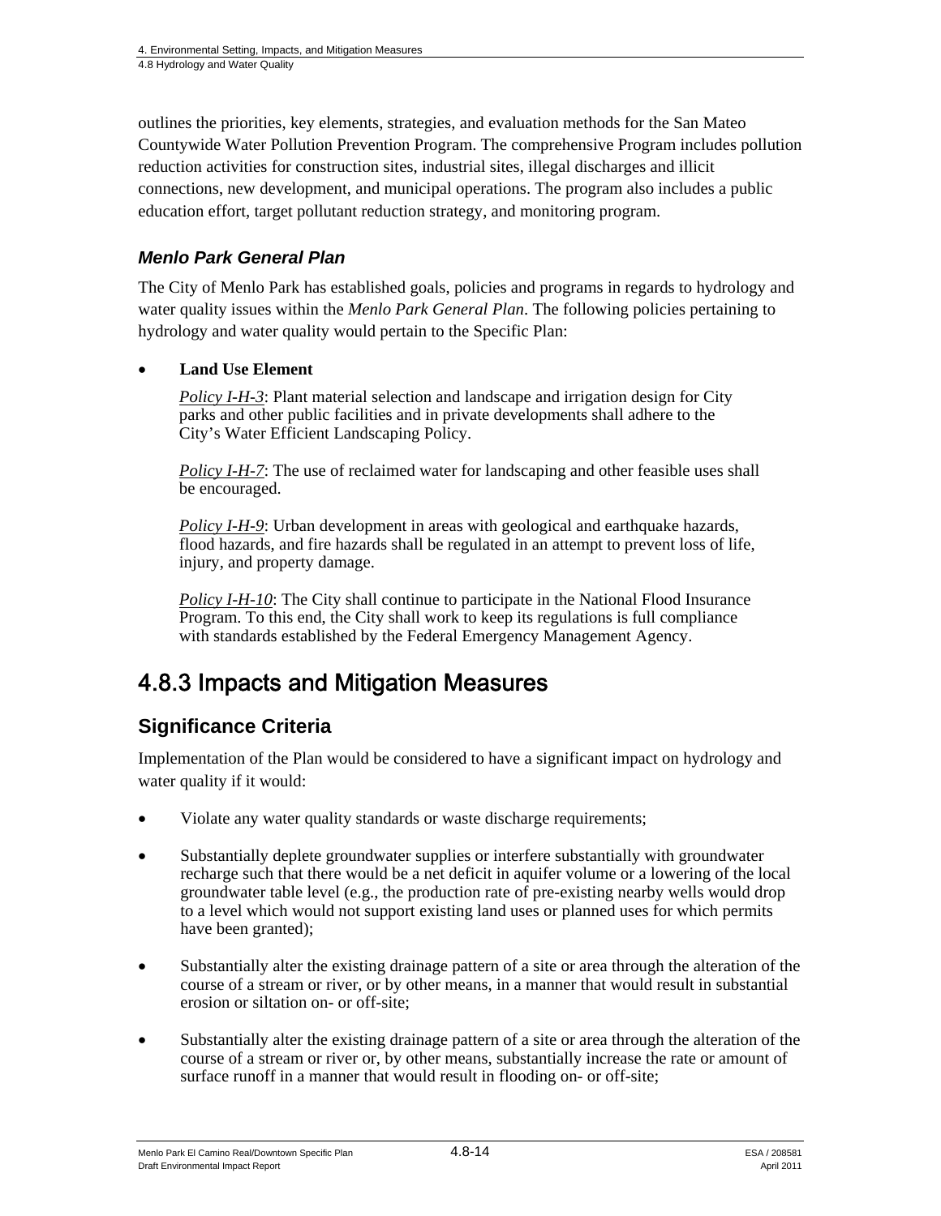outlines the priorities, key elements, strategies, and evaluation methods for the San Mateo Countywide Water Pollution Prevention Program. The comprehensive Program includes pollution reduction activities for construction sites, industrial sites, illegal discharges and illicit connections, new development, and municipal operations. The program also includes a public education effort, target pollutant reduction strategy, and monitoring program.

### *Menlo Park General Plan*

The City of Menlo Park has established goals, policies and programs in regards to hydrology and water quality issues within the *Menlo Park General Plan*. The following policies pertaining to hydrology and water quality would pertain to the Specific Plan:

- **Land Use Element**

  *Policy I-H-3*: Plant material selection and landscape and irrigation design for City parks and other public facilities and in private developments shall adhere to the City's Water Efficient Landscaping Policy.

  *Policy I-H-7*: The use of reclaimed water for landscaping and other feasible uses shall be encouraged.

  *Policy I-H-9*: Urban development in areas with geological and earthquake hazards, flood hazards, and fire hazards shall be regulated in an attempt to prevent loss of life, injury, and property damage.

  *Policy I-H-10*: The City shall continue to participate in the National Flood Insurance Program. To this end, the City shall work to keep its regulations is full compliance with standards established by the Federal Emergency Management Agency.

# 4.8.3 Impacts and Mitigation Measures

## Significance Criteria

Implementation of the Plan would be considered to have a significant impact on hydrology and water quality if it would:

- Violate any water quality standards or waste discharge requirements;
- Substantially deplete groundwater supplies or interfere substantially with groundwater recharge such that there would be a net deficit in aquifer volume or a lowering of the local groundwater table level (e.g., the production rate of pre-existing nearby wells would drop to a level which would not support existing land uses or planned uses for which permits have been granted);
- Substantially alter the existing drainage pattern of a site or area through the alteration of the course of a stream or river, or by other means, in a manner that would result in substantial erosion or siltation on- or off-site;
- Substantially alter the existing drainage pattern of a site or area through the alteration of the course of a stream or river or, by other means, substantially increase the rate or amount of surface runoff in a manner that would result in flooding on- or off-site;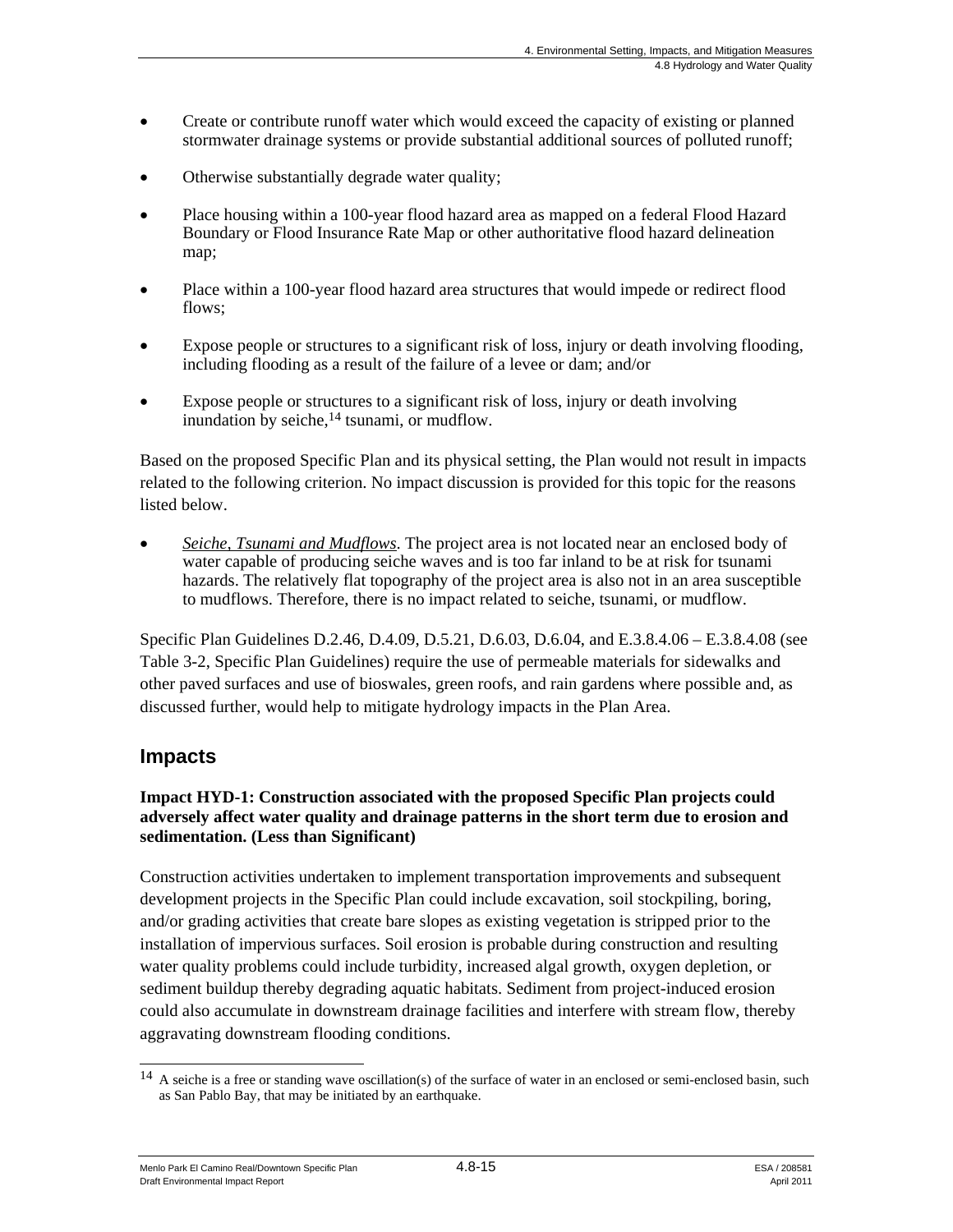- Create or contribute runoff water which would exceed the capacity of existing or planned stormwater drainage systems or provide substantial additional sources of polluted runoff;
- Otherwise substantially degrade water quality;
- Place housing within a 100-year flood hazard area as mapped on a federal Flood Hazard Boundary or Flood Insurance Rate Map or other authoritative flood hazard delineation map;
- Place within a 100-year flood hazard area structures that would impede or redirect flood flows;
- Expose people or structures to a significant risk of loss, injury or death involving flooding, including flooding as a result of the failure of a levee or dam; and/or
- Expose people or structures to a significant risk of loss, injury or death involving inundation by seiche,[14] tsunami, or mudflow.

Based on the proposed Specific Plan and its physical setting, the Plan would not result in impacts related to the following criterion. No impact discussion is provided for this topic for the reasons listed below.

- *Seiche, Tsunami and Mudflows*. The project area is not located near an enclosed body of water capable of producing seiche waves and is too far inland to be at risk for tsunami hazards. The relatively flat topography of the project area is also not in an area susceptible to mudflows. Therefore, there is no impact related to seiche, tsunami, or mudflow.

Specific Plan Guidelines D.2.46, D.4.09, D.5.21, D.6.03, D.6.04, and E.3.8.4.06 – E.3.8.4.08 (see Table 3-2, Specific Plan Guidelines) require the use of permeable materials for sidewalks and other paved surfaces and use of bioswales, green roofs, and rain gardens where possible and, as discussed further, would help to mitigate hydrology impacts in the Plan Area.

## Impacts

**Impact HYD-1: Construction associated with the proposed Specific Plan projects could adversely affect water quality and drainage patterns in the short term due to erosion and sedimentation. (Less than Significant)**

Construction activities undertaken to implement transportation improvements and subsequent development projects in the Specific Plan could include excavation, soil stockpiling, boring, and/or grading activities that create bare slopes as existing vegetation is stripped prior to the installation of impervious surfaces. Soil erosion is probable during construction and resulting water quality problems could include turbidity, increased algal growth, oxygen depletion, or sediment buildup thereby degrading aquatic habitats. Sediment from project-induced erosion could also accumulate in downstream drainage facilities and interfere with stream flow, thereby aggravating downstream flooding conditions.

[14] A seiche is a free or standing wave oscillation(s) of the surface of water in an enclosed or semi-enclosed basin, such as San Pablo Bay, that may be initiated by an earthquake.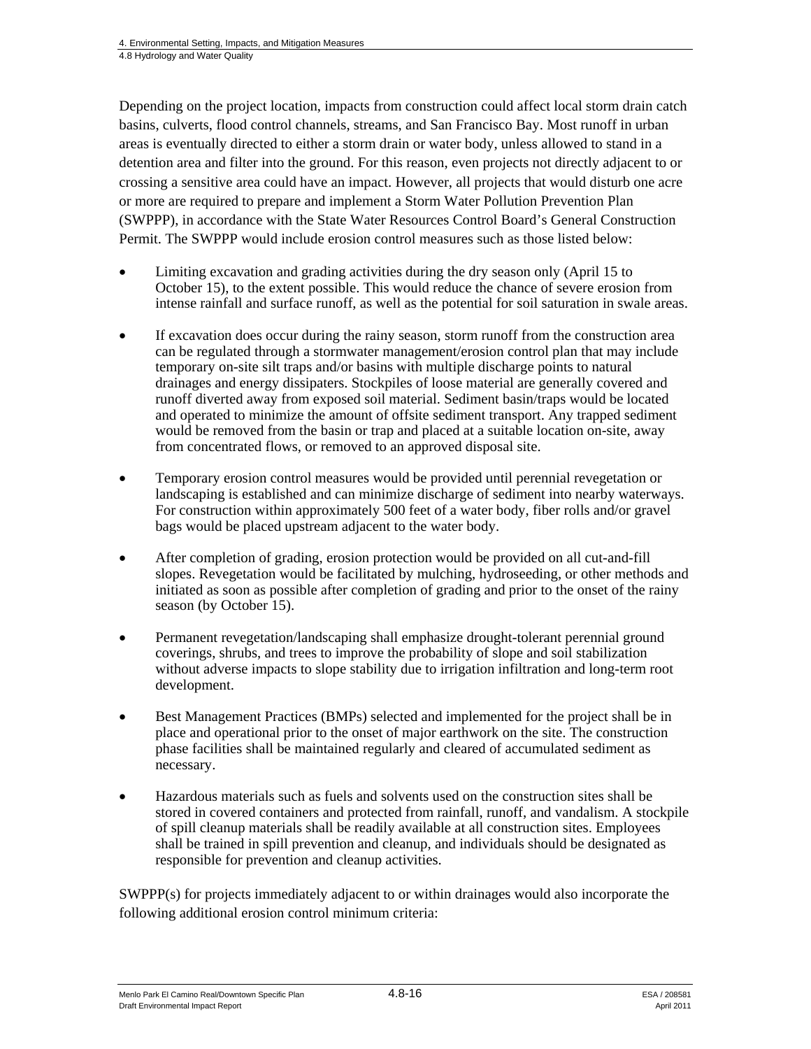Depending on the project location, impacts from construction could affect local storm drain catch basins, culverts, flood control channels, streams, and San Francisco Bay. Most runoff in urban areas is eventually directed to either a storm drain or water body, unless allowed to stand in a detention area and filter into the ground. For this reason, even projects not directly adjacent to or crossing a sensitive area could have an impact. However, all projects that would disturb one acre or more are required to prepare and implement a Storm Water Pollution Prevention Plan (SWPPP), in accordance with the State Water Resources Control Board's General Construction Permit. The SWPPP would include erosion control measures such as those listed below:

- Limiting excavation and grading activities during the dry season only (April 15 to October 15), to the extent possible. This would reduce the chance of severe erosion from intense rainfall and surface runoff, as well as the potential for soil saturation in swale areas.
- If excavation does occur during the rainy season, storm runoff from the construction area can be regulated through a stormwater management/erosion control plan that may include temporary on-site silt traps and/or basins with multiple discharge points to natural drainages and energy dissipaters. Stockpiles of loose material are generally covered and runoff diverted away from exposed soil material. Sediment basin/traps would be located and operated to minimize the amount of offsite sediment transport. Any trapped sediment would be removed from the basin or trap and placed at a suitable location on-site, away from concentrated flows, or removed to an approved disposal site.
- Temporary erosion control measures would be provided until perennial revegetation or landscaping is established and can minimize discharge of sediment into nearby waterways. For construction within approximately 500 feet of a water body, fiber rolls and/or gravel bags would be placed upstream adjacent to the water body.
- After completion of grading, erosion protection would be provided on all cut-and-fill slopes. Revegetation would be facilitated by mulching, hydroseeding, or other methods and initiated as soon as possible after completion of grading and prior to the onset of the rainy season (by October 15).
- Permanent revegetation/landscaping shall emphasize drought-tolerant perennial ground coverings, shrubs, and trees to improve the probability of slope and soil stabilization without adverse impacts to slope stability due to irrigation infiltration and long-term root development.
- Best Management Practices (BMPs) selected and implemented for the project shall be in place and operational prior to the onset of major earthwork on the site. The construction phase facilities shall be maintained regularly and cleared of accumulated sediment as necessary.
- Hazardous materials such as fuels and solvents used on the construction sites shall be stored in covered containers and protected from rainfall, runoff, and vandalism. A stockpile of spill cleanup materials shall be readily available at all construction sites. Employees shall be trained in spill prevention and cleanup, and individuals should be designated as responsible for prevention and cleanup activities.

SWPPP(s) for projects immediately adjacent to or within drainages would also incorporate the following additional erosion control minimum criteria: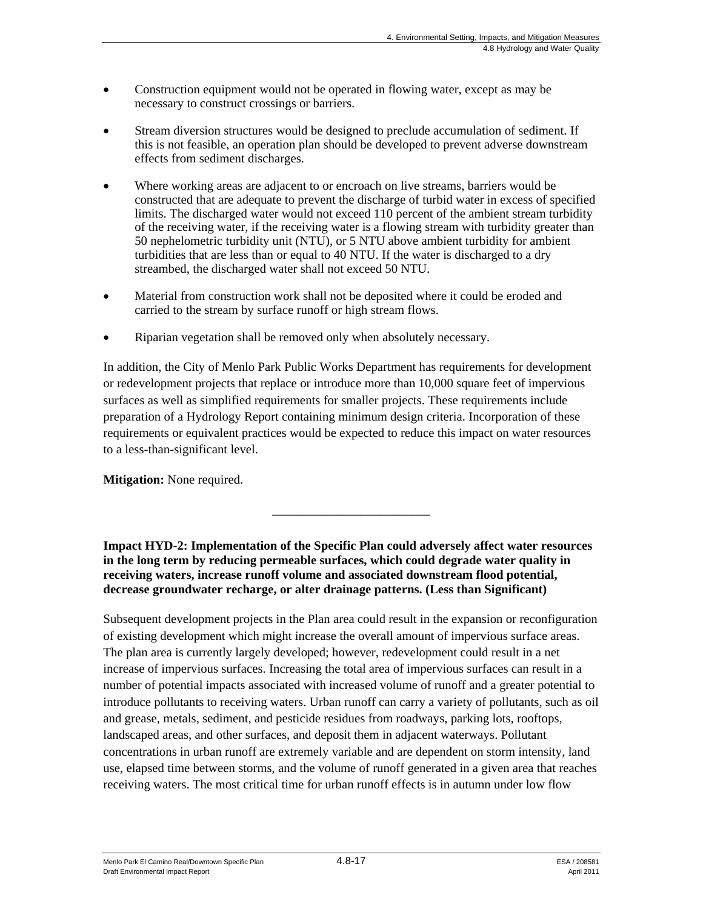- Construction equipment would not be operated in flowing water, except as may be necessary to construct crossings or barriers.
- Stream diversion structures would be designed to preclude accumulation of sediment. If this is not feasible, an operation plan should be developed to prevent adverse downstream effects from sediment discharges.
- Where working areas are adjacent to or encroach on live streams, barriers would be constructed that are adequate to prevent the discharge of turbid water in excess of specified limits. The discharged water would not exceed 110 percent of the ambient stream turbidity of the receiving water, if the receiving water is a flowing stream with turbidity greater than 50 nephelometric turbidity unit (NTU), or 5 NTU above ambient turbidity for ambient turbidities that are less than or equal to 40 NTU. If the water is discharged to a dry streambed, the discharged water shall not exceed 50 NTU.
- Material from construction work shall not be deposited where it could be eroded and carried to the stream by surface runoff or high stream flows.
- Riparian vegetation shall be removed only when absolutely necessary.

In addition, the City of Menlo Park Public Works Department has requirements for development or redevelopment projects that replace or introduce more than 10,000 square feet of impervious surfaces as well as simplified requirements for smaller projects. These requirements include preparation of a Hydrology Report containing minimum design criteria. Incorporation of these requirements or equivalent practices would be expected to reduce this impact on water resources to a less-than-significant level.

**Mitigation:** None required.

_________________________

**Impact HYD-2: Implementation of the Specific Plan could adversely affect water resources in the long term by reducing permeable surfaces, which could degrade water quality in receiving waters, increase runoff volume and associated downstream flood potential, decrease groundwater recharge, or alter drainage patterns. (Less than Significant)**

Subsequent development projects in the Plan area could result in the expansion or reconfiguration of existing development which might increase the overall amount of impervious surface areas. The plan area is currently largely developed; however, redevelopment could result in a net increase of impervious surfaces. Increasing the total area of impervious surfaces can result in a number of potential impacts associated with increased volume of runoff and a greater potential to introduce pollutants to receiving waters. Urban runoff can carry a variety of pollutants, such as oil and grease, metals, sediment, and pesticide residues from roadways, parking lots, rooftops, landscaped areas, and other surfaces, and deposit them in adjacent waterways. Pollutant concentrations in urban runoff are extremely variable and are dependent on storm intensity, land use, elapsed time between storms, and the volume of runoff generated in a given area that reaches receiving waters. The most critical time for urban runoff effects is in autumn under low flow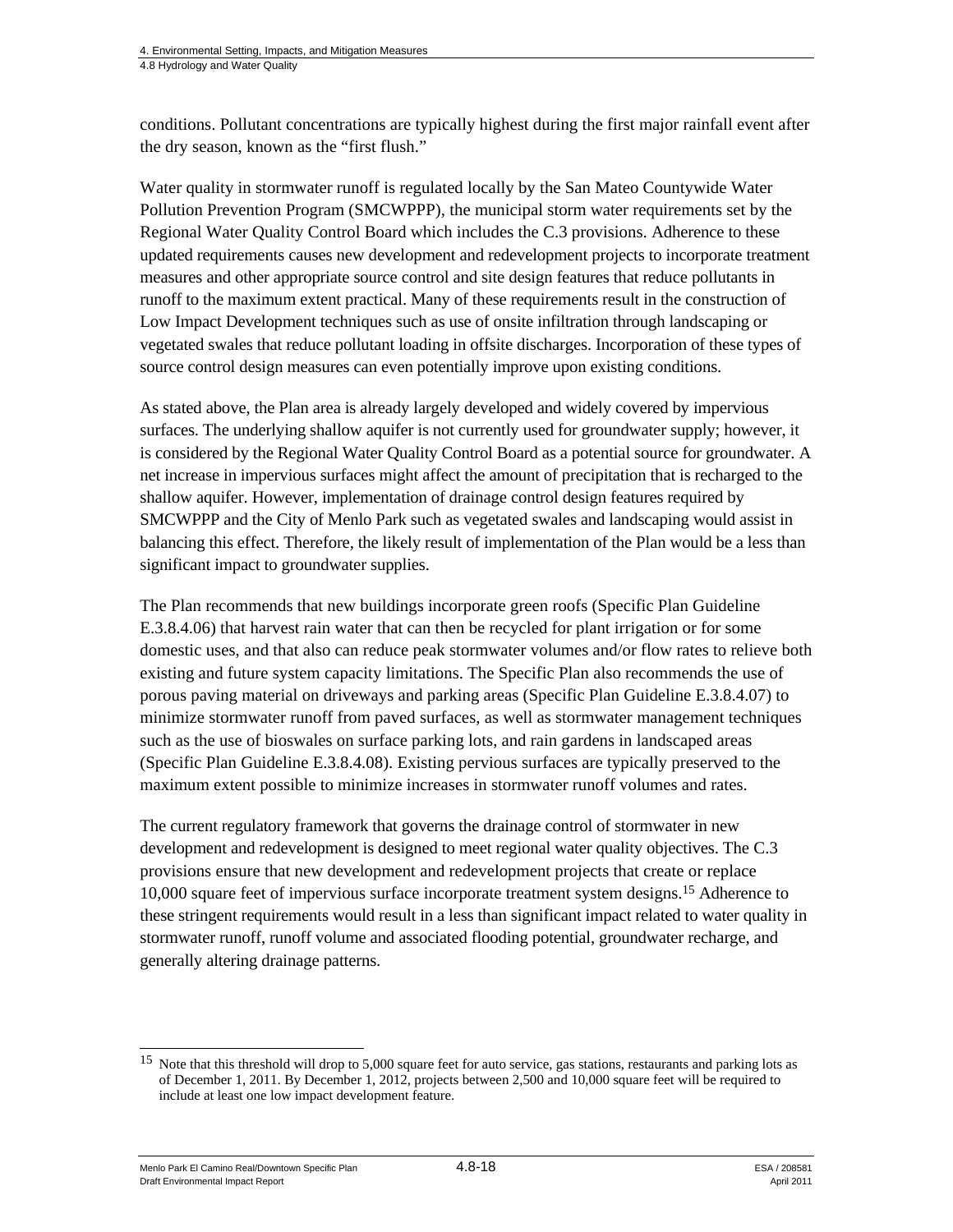conditions. Pollutant concentrations are typically highest during the first major rainfall event after the dry season, known as the "first flush."

Water quality in stormwater runoff is regulated locally by the San Mateo Countywide Water Pollution Prevention Program (SMCWPPP), the municipal storm water requirements set by the Regional Water Quality Control Board which includes the C.3 provisions. Adherence to these updated requirements causes new development and redevelopment projects to incorporate treatment measures and other appropriate source control and site design features that reduce pollutants in runoff to the maximum extent practical. Many of these requirements result in the construction of Low Impact Development techniques such as use of onsite infiltration through landscaping or vegetated swales that reduce pollutant loading in offsite discharges. Incorporation of these types of source control design measures can even potentially improve upon existing conditions.

As stated above, the Plan area is already largely developed and widely covered by impervious surfaces. The underlying shallow aquifer is not currently used for groundwater supply; however, it is considered by the Regional Water Quality Control Board as a potential source for groundwater. A net increase in impervious surfaces might affect the amount of precipitation that is recharged to the shallow aquifer. However, implementation of drainage control design features required by SMCWPPP and the City of Menlo Park such as vegetated swales and landscaping would assist in balancing this effect. Therefore, the likely result of implementation of the Plan would be a less than significant impact to groundwater supplies.

The Plan recommends that new buildings incorporate green roofs (Specific Plan Guideline E.3.8.4.06) that harvest rain water that can then be recycled for plant irrigation or for some domestic uses, and that also can reduce peak stormwater volumes and/or flow rates to relieve both existing and future system capacity limitations. The Specific Plan also recommends the use of porous paving material on driveways and parking areas (Specific Plan Guideline E.3.8.4.07) to minimize stormwater runoff from paved surfaces, as well as stormwater management techniques such as the use of bioswales on surface parking lots, and rain gardens in landscaped areas (Specific Plan Guideline E.3.8.4.08). Existing pervious surfaces are typically preserved to the maximum extent possible to minimize increases in stormwater runoff volumes and rates.

The current regulatory framework that governs the drainage control of stormwater in new development and redevelopment is designed to meet regional water quality objectives. The C.3 provisions ensure that new development and redevelopment projects that create or replace 10,000 square feet of impervious surface incorporate treatment system designs.[15] Adherence to these stringent requirements would result in a less than significant impact related to water quality in stormwater runoff, runoff volume and associated flooding potential, groundwater recharge, and generally altering drainage patterns.

---

[15] Note that this threshold will drop to 5,000 square feet for auto service, gas stations, restaurants and parking lots as of December 1, 2011. By December 1, 2012, projects between 2,500 and 10,000 square feet will be required to include at least one low impact development feature.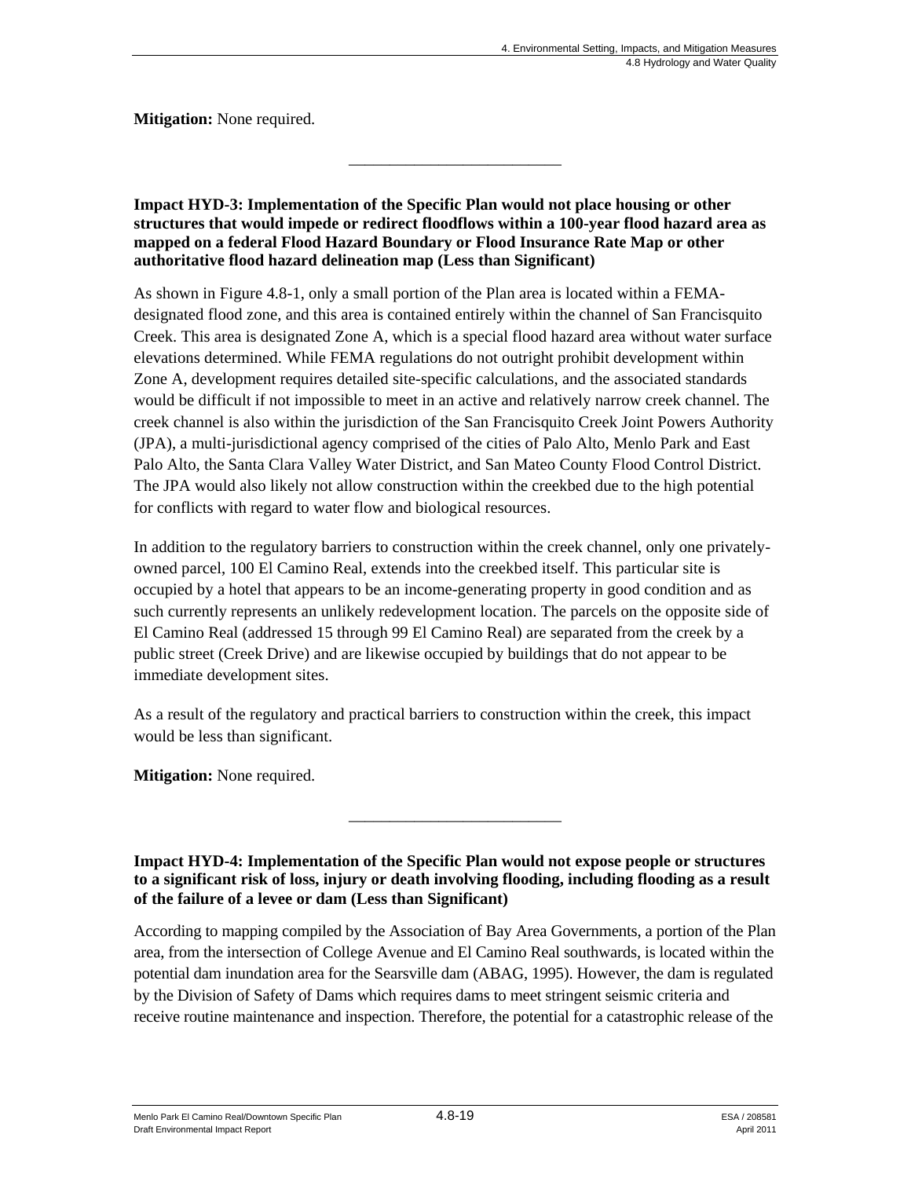**Mitigation:** None required.

---

**Impact HYD-3: Implementation of the Specific Plan would not place housing or other structures that would impede or redirect floodflows within a 100-year flood hazard area as mapped on a federal Flood Hazard Boundary or Flood Insurance Rate Map or other authoritative flood hazard delineation map (Less than Significant)**

As shown in Figure 4.8-1, only a small portion of the Plan area is located within a FEMA-designated flood zone, and this area is contained entirely within the channel of San Francisquito Creek. This area is designated Zone A, which is a special flood hazard area without water surface elevations determined. While FEMA regulations do not outright prohibit development within Zone A, development requires detailed site-specific calculations, and the associated standards would be difficult if not impossible to meet in an active and relatively narrow creek channel. The creek channel is also within the jurisdiction of the San Francisquito Creek Joint Powers Authority (JPA), a multi-jurisdictional agency comprised of the cities of Palo Alto, Menlo Park and East Palo Alto, the Santa Clara Valley Water District, and San Mateo County Flood Control District. The JPA would also likely not allow construction within the creekbed due to the high potential for conflicts with regard to water flow and biological resources.

In addition to the regulatory barriers to construction within the creek channel, only one privately-owned parcel, 100 El Camino Real, extends into the creekbed itself. This particular site is occupied by a hotel that appears to be an income-generating property in good condition and as such currently represents an unlikely redevelopment location. The parcels on the opposite side of El Camino Real (addressed 15 through 99 El Camino Real) are separated from the creek by a public street (Creek Drive) and are likewise occupied by buildings that do not appear to be immediate development sites.

As a result of the regulatory and practical barriers to construction within the creek, this impact would be less than significant.

**Mitigation:** None required.

---

**Impact HYD-4: Implementation of the Specific Plan would not expose people or structures to a significant risk of loss, injury or death involving flooding, including flooding as a result of the failure of a levee or dam (Less than Significant)**

According to mapping compiled by the Association of Bay Area Governments, a portion of the Plan area, from the intersection of College Avenue and El Camino Real southwards, is located within the potential dam inundation area for the Searsville dam (ABAG, 1995). However, the dam is regulated by the Division of Safety of Dams which requires dams to meet stringent seismic criteria and receive routine maintenance and inspection. Therefore, the potential for a catastrophic release of the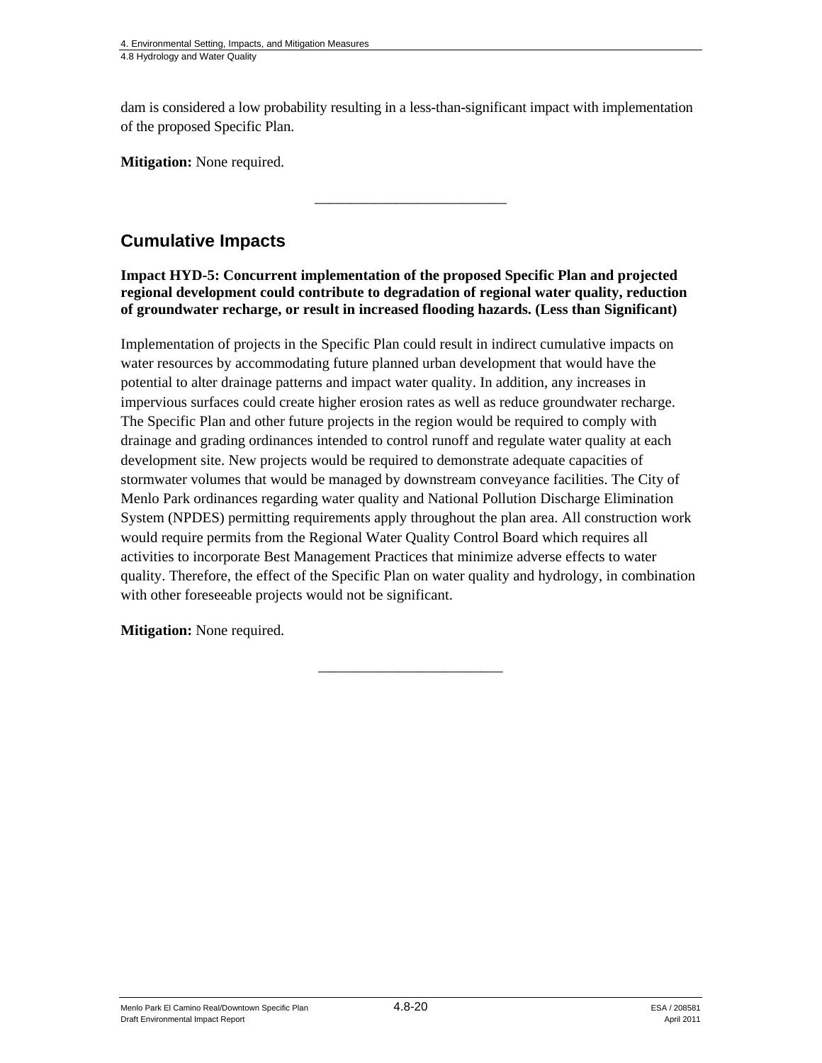dam is considered a low probability resulting in a less-than-significant impact with implementation of the proposed Specific Plan.

**Mitigation:** None required.

---

## Cumulative Impacts

**Impact HYD-5: Concurrent implementation of the proposed Specific Plan and projected regional development could contribute to degradation of regional water quality, reduction of groundwater recharge, or result in increased flooding hazards. (Less than Significant)**

Implementation of projects in the Specific Plan could result in indirect cumulative impacts on water resources by accommodating future planned urban development that would have the potential to alter drainage patterns and impact water quality. In addition, any increases in impervious surfaces could create higher erosion rates as well as reduce groundwater recharge. The Specific Plan and other future projects in the region would be required to comply with drainage and grading ordinances intended to control runoff and regulate water quality at each development site. New projects would be required to demonstrate adequate capacities of stormwater volumes that would be managed by downstream conveyance facilities. The City of Menlo Park ordinances regarding water quality and National Pollution Discharge Elimination System (NPDES) permitting requirements apply throughout the plan area. All construction work would require permits from the Regional Water Quality Control Board which requires all activities to incorporate Best Management Practices that minimize adverse effects to water quality. Therefore, the effect of the Specific Plan on water quality and hydrology, in combination with other foreseeable projects would not be significant.

**Mitigation:** None required.

---